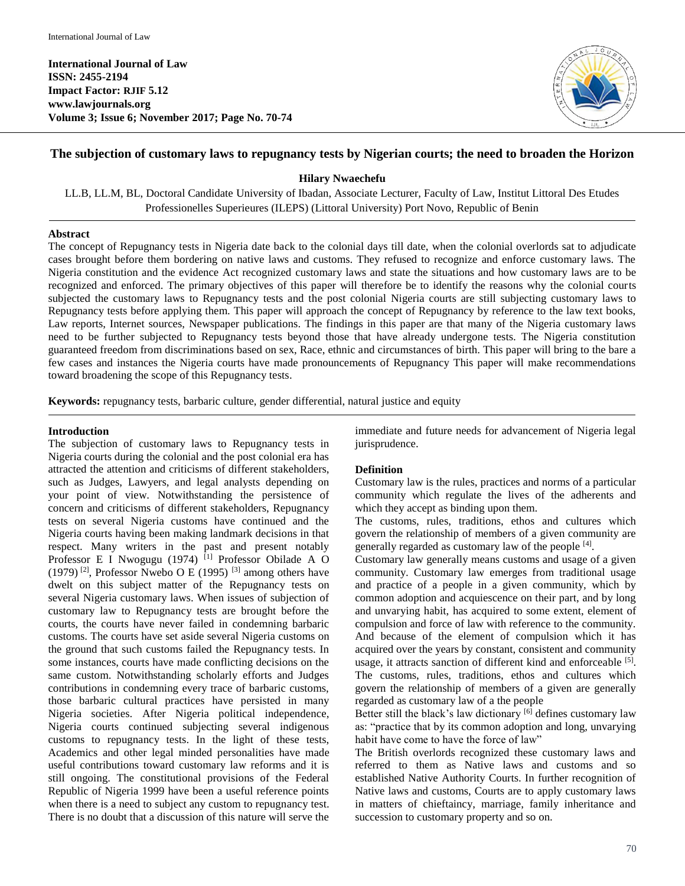**International Journal of Law**
**ISSN: 2455-2194**
**Impact Factor: RJIF 5.12**
**www.lawjournals.org**
**Volume 3; Issue 6; November 2017; Page No. 70-74**

# The subjection of customary laws to repugnancy tests by Nigerian courts; the need to broaden the Horizon

**Hilary Nwaechefu**

LL.B, LL.M, BL, Doctoral Candidate University of Ibadan, Associate Lecturer, Faculty of Law, Institut Littoral Des Etudes Professionelles Superieures (ILEPS) (Littoral University) Port Novo, Republic of Benin

## Abstract

The concept of Repugnancy tests in Nigeria date back to the colonial days till date, when the colonial overlords sat to adjudicate cases brought before them bordering on native laws and customs. They refused to recognize and enforce customary laws. The Nigeria constitution and the evidence Act recognized customary laws and state the situations and how customary laws are to be recognized and enforced. The primary objectives of this paper will therefore be to identify the reasons why the colonial courts subjected the customary laws to Repugnancy tests and the post colonial Nigeria courts are still subjecting customary laws to Repugnancy tests before applying them. This paper will approach the concept of Repugnancy by reference to the law text books, Law reports, Internet sources, Newspaper publications. The findings in this paper are that many of the Nigeria customary laws need to be further subjected to Repugnancy tests beyond those that have already undergone tests. The Nigeria constitution guaranteed freedom from discriminations based on sex, Race, ethnic and circumstances of birth. This paper will bring to the bare a few cases and instances the Nigeria courts have made pronouncements of Repugnancy This paper will make recommendations toward broadening the scope of this Repugnancy tests.

**Keywords:** repugnancy tests, barbaric culture, gender differential, natural justice and equity

## Introduction

The subjection of customary laws to Repugnancy tests in Nigeria courts during the colonial and the post colonial era has attracted the attention and criticisms of different stakeholders, such as Judges, Lawyers, and legal analysts depending on your point of view. Notwithstanding the persistence of concern and criticisms of different stakeholders, Repugnancy tests on several Nigeria customs have continued and the Nigeria courts having been making landmark decisions in that respect. Many writers in the past and present notably Professor E I Nwogugu (1974) [1] Professor Obilade A O (1979) [2], Professor Nwebo O E (1995) [3] among others have dwelt on this subject matter of the Repugnancy tests on several Nigeria customary laws. When issues of subjection of customary law to Repugnancy tests are brought before the courts, the courts have never failed in condemning barbaric customs. The courts have set aside several Nigeria customs on the ground that such customs failed the Repugnancy tests. In some instances, courts have made conflicting decisions on the same custom. Notwithstanding scholarly efforts and Judges contributions in condemning every trace of barbaric customs, those barbaric cultural practices have persisted in many Nigeria societies. After Nigeria political independence, Nigeria courts continued subjecting several indigenous customs to repugnancy tests. In the light of these tests, Academics and other legal minded personalities have made useful contributions toward customary law reforms and it is still ongoing. The constitutional provisions of the Federal Republic of Nigeria 1999 have been a useful reference points when there is a need to subject any custom to repugnancy test. There is no doubt that a discussion of this nature will serve the immediate and future needs for advancement of Nigeria legal jurisprudence.

## Definition

Customary law is the rules, practices and norms of a particular community which regulate the lives of the adherents and which they accept as binding upon them.

The customs, rules, traditions, ethos and cultures which govern the relationship of members of a given community are generally regarded as customary law of the people [4].

Customary law generally means customs and usage of a given community. Customary law emerges from traditional usage and practice of a people in a given community, which by common adoption and acquiescence on their part, and by long and unvarying habit, has acquired to some extent, element of compulsion and force of law with reference to the community. And because of the element of compulsion which it has acquired over the years by constant, consistent and community usage, it attracts sanction of different kind and enforceable [5].

The customs, rules, traditions, ethos and cultures which govern the relationship of members of a given are generally regarded as customary law of a the people

Better still the black's law dictionary [6] defines customary law as: "practice that by its common adoption and long, unvarying habit have come to have the force of law"

The British overlords recognized these customary laws and referred to them as Native laws and customs and so established Native Authority Courts. In further recognition of Native laws and customs, Courts are to apply customary laws in matters of chieftaincy, marriage, family inheritance and succession to customary property and so on.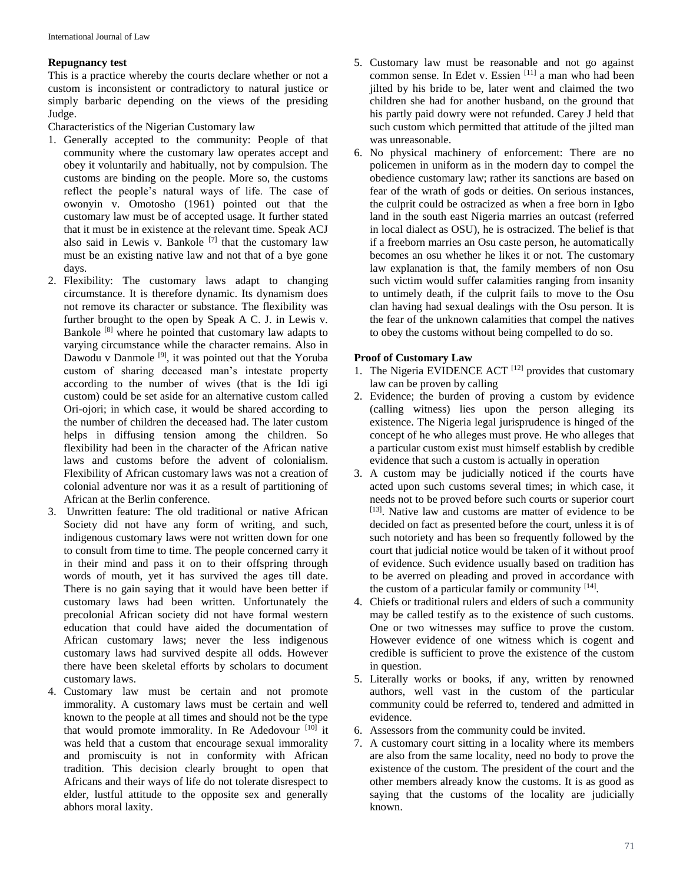### Repugnancy test

This is a practice whereby the courts declare whether or not a custom is inconsistent or contradictory to natural justice or simply barbaric depending on the views of the presiding Judge.

Characteristics of the Nigerian Customary law

1. Generally accepted to the community: People of that community where the customary law operates accept and obey it voluntarily and habitually, not by compulsion. The customs are binding on the people. More so, the customs reflect the people's natural ways of life. The case of owonyin v. Omotosho (1961) pointed out that the customary law must be of accepted usage. It further stated that it must be in existence at the relevant time. Speak ACJ also said in Lewis v. Bankole [7] that the customary law must be an existing native law and not that of a bye gone days.
2. Flexibility: The customary laws adapt to changing circumstance. It is therefore dynamic. Its dynamism does not remove its character or substance. The flexibility was further brought to the open by Speak A C. J. in Lewis v. Bankole [8] where he pointed that customary law adapts to varying circumstance while the character remains. Also in Dawodu v Danmole [9], it was pointed out that the Yoruba custom of sharing deceased man's intestate property according to the number of wives (that is the Idi igi custom) could be set aside for an alternative custom called Ori-ojori; in which case, it would be shared according to the number of children the deceased had. The later custom helps in diffusing tension among the children. So flexibility had been in the character of the African native laws and customs before the advent of colonialism. Flexibility of African customary laws was not a creation of colonial adventure nor was it as a result of partitioning of African at the Berlin conference.
3. Unwritten feature: The old traditional or native African Society did not have any form of writing, and such, indigenous customary laws were not written down for one to consult from time to time. The people concerned carry it in their mind and pass it on to their offspring through words of mouth, yet it has survived the ages till date. There is no gain saying that it would have been better if customary laws had been written. Unfortunately the precolonial African society did not have formal western education that could have aided the documentation of African customary laws; never the less indigenous customary laws had survived despite all odds. However there have been skeletal efforts by scholars to document customary laws.
4. Customary law must be certain and not promote immorality. A customary laws must be certain and well known to the people at all times and should not be the type that would promote immorality. In Re Adedovour [10] it was held that a custom that encourage sexual immorality and promiscuity is not in conformity with African tradition. This decision clearly brought to open that Africans and their ways of life do not tolerate disrespect to elder, lustful attitude to the opposite sex and generally abhors moral laxity.
5. Customary law must be reasonable and not go against common sense. In Edet v. Essien [11] a man who had been jilted by his bride to be, later went and claimed the two children she had for another husband, on the ground that his partly paid dowry were not refunded. Carey J held that such custom which permitted that attitude of the jilted man was unreasonable.
6. No physical machinery of enforcement: There are no policemen in uniform as in the modern day to compel the obedience customary law; rather its sanctions are based on fear of the wrath of gods or deities. On serious instances, the culprit could be ostracized as when a free born in Igbo land in the south east Nigeria marries an outcast (referred in local dialect as OSU), he is ostracized. The belief is that if a freeborn marries an Osu caste person, he automatically becomes an osu whether he likes it or not. The customary law explanation is that, the family members of non Osu such victim would suffer calamities ranging from insanity to untimely death, if the culprit fails to move to the Osu clan having had sexual dealings with the Osu person. It is the fear of the unknown calamities that compel the natives to obey the customs without being compelled to do so.

### Proof of Customary Law

1. The Nigeria EVIDENCE ACT [12] provides that customary law can be proven by calling
2. Evidence; the burden of proving a custom by evidence (calling witness) lies upon the person alleging its existence. The Nigeria legal jurisprudence is hinged of the concept of he who alleges must prove. He who alleges that a particular custom exist must himself establish by credible evidence that such a custom is actually in operation
3. A custom may be judicially noticed if the courts have acted upon such customs several times; in which case, it needs not to be proved before such courts or superior court [13]. Native law and customs are matter of evidence to be decided on fact as presented before the court, unless it is of such notoriety and has been so frequently followed by the court that judicial notice would be taken of it without proof of evidence. Such evidence usually based on tradition has to be averred on pleading and proved in accordance with the custom of a particular family or community [14].
4. Chiefs or traditional rulers and elders of such a community may be called testify as to the existence of such customs. One or two witnesses may suffice to prove the custom. However evidence of one witness which is cogent and credible is sufficient to prove the existence of the custom in question.
5. Literally works or books, if any, written by renowned authors, well vast in the custom of the particular community could be referred to, tendered and admitted in evidence.
6. Assessors from the community could be invited.
7. A customary court sitting in a locality where its members are also from the same locality, need no body to prove the existence of the custom. The president of the court and the other members already know the customs. It is as good as saying that the customs of the locality are judicially known.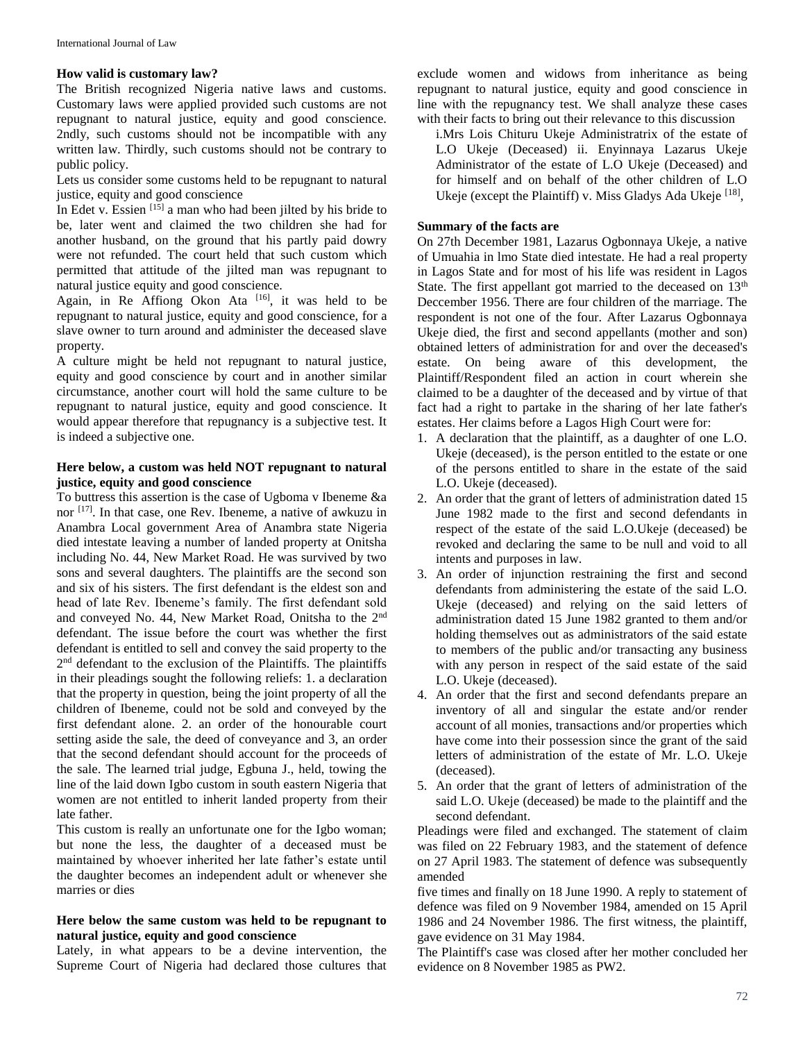### How valid is customary law?

The British recognized Nigeria native laws and customs. Customary laws were applied provided such customs are not repugnant to natural justice, equity and good conscience. 2ndly, such customs should not be incompatible with any written law. Thirdly, such customs should not be contrary to public policy.

Lets us consider some customs held to be repugnant to natural justice, equity and good conscience

In Edet v. Essien [15] a man who had been jilted by his bride to be, later went and claimed the two children she had for another husband, on the ground that his partly paid dowry were not refunded. The court held that such custom which permitted that attitude of the jilted man was repugnant to natural justice equity and good conscience.

Again, in Re Affiong Okon Ata [16], it was held to be repugnant to natural justice, equity and good conscience, for a slave owner to turn around and administer the deceased slave property.

A culture might be held not repugnant to natural justice, equity and good conscience by court and in another similar circumstance, another court will hold the same culture to be repugnant to natural justice, equity and good conscience. It would appear therefore that repugnancy is a subjective test. It is indeed a subjective one.

### Here below, a custom was held NOT repugnant to natural justice, equity and good conscience

To buttress this assertion is the case of Ugboma v Ibeneme &a nor [17]. In that case, one Rev. Ibeneme, a native of awkuzu in Anambra Local government Area of Anambra state Nigeria died intestate leaving a number of landed property at Onitsha including No. 44, New Market Road. He was survived by two sons and several daughters. The plaintiffs are the second son and six of his sisters. The first defendant is the eldest son and head of late Rev. Ibeneme's family. The first defendant sold and conveyed No. 44, New Market Road, Onitsha to the 2nd defendant. The issue before the court was whether the first defendant is entitled to sell and convey the said property to the 2nd defendant to the exclusion of the Plaintiffs. The plaintiffs in their pleadings sought the following reliefs: 1. a declaration that the property in question, being the joint property of all the children of Ibeneme, could not be sold and conveyed by the first defendant alone. 2. an order of the honourable court setting aside the sale, the deed of conveyance and 3, an order that the second defendant should account for the proceeds of the sale. The learned trial judge, Egbuna J., held, towing the line of the laid down Igbo custom in south eastern Nigeria that women are not entitled to inherit landed property from their late father.

This custom is really an unfortunate one for the Igbo woman; but none the less, the daughter of a deceased must be maintained by whoever inherited her late father's estate until the daughter becomes an independent adult or whenever she marries or dies

### Here below the same custom was held to be repugnant to natural justice, equity and good conscience

Lately, in what appears to be a devine intervention, the Supreme Court of Nigeria had declared those cultures that exclude women and widows from inheritance as being repugnant to natural justice, equity and good conscience in line with the repugnancy test. We shall analyze these cases with their facts to bring out their relevance to this discussion

i.Mrs Lois Chituru Ukeje Administratrix of the estate of L.O Ukeje (Deceased) ii. Enyinnaya Lazarus Ukeje Administrator of the estate of L.O Ukeje (Deceased) and for himself and on behalf of the other children of L.O Ukeje (except the Plaintiff) v. Miss Gladys Ada Ukeje [18],

### Summary of the facts are

On 27th December 1981, Lazarus Ogbonnaya Ukeje, a native of Umuahia in lmo State died intestate. He had a real property in Lagos State and for most of his life was resident in Lagos State. The first appellant got married to the deceased on 13th Deccember 1956. There are four children of the marriage. The respondent is not one of the four. After Lazarus Ogbonnaya Ukeje died, the first and second appellants (mother and son) obtained letters of administration for and over the deceased's estate. On being aware of this development, the Plaintiff/Respondent filed an action in court wherein she claimed to be a daughter of the deceased and by virtue of that fact had a right to partake in the sharing of her late father's estates. Her claims before a Lagos High Court were for:

1. A declaration that the plaintiff, as a daughter of one L.O. Ukeje (deceased), is the person entitled to the estate or one of the persons entitled to share in the estate of the said L.O. Ukeje (deceased).
2. An order that the grant of letters of administration dated 15 June 1982 made to the first and second defendants in respect of the estate of the said L.O.Ukeje (deceased) be revoked and declaring the same to be null and void to all intents and purposes in law.
3. An order of injunction restraining the first and second defendants from administering the estate of the said L.O. Ukeje (deceased) and relying on the said letters of administration dated 15 June 1982 granted to them and/or holding themselves out as administrators of the said estate to members of the public and/or transacting any business with any person in respect of the said estate of the said L.O. Ukeje (deceased).
4. An order that the first and second defendants prepare an inventory of all and singular the estate and/or render account of all monies, transactions and/or properties which have come into their possession since the grant of the said letters of administration of the estate of Mr. L.O. Ukeje (deceased).
5. An order that the grant of letters of administration of the said L.O. Ukeje (deceased) be made to the plaintiff and the second defendant.

Pleadings were filed and exchanged. The statement of claim was filed on 22 February 1983, and the statement of defence on 27 April 1983. The statement of defence was subsequently amended five times and finally on 18 June 1990. A reply to statement of defence was filed on 9 November 1984, amended on 15 April 1986 and 24 November 1986. The first witness, the plaintiff, gave evidence on 31 May 1984.

The Plaintiff's case was closed after her mother concluded her evidence on 8 November 1985 as PW2.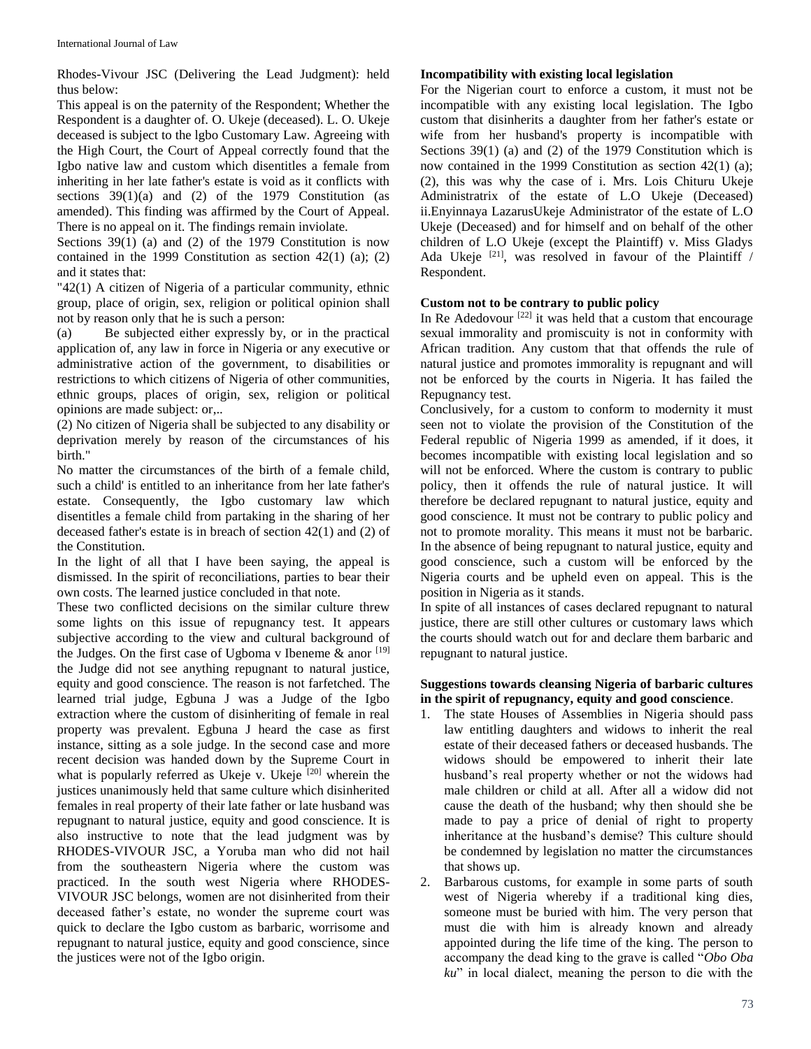Rhodes-Vivour JSC (Delivering the Lead Judgment): held thus below:

This appeal is on the paternity of the Respondent; Whether the Respondent is a daughter of. O. Ukeje (deceased). L. O. Ukeje deceased is subject to the lgbo Customary Law. Agreeing with the High Court, the Court of Appeal correctly found that the Igbo native law and custom which disentitles a female from inheriting in her late father's estate is void as it conflicts with sections 39(1)(a) and (2) of the 1979 Constitution (as amended). This finding was affirmed by the Court of Appeal. There is no appeal on it. The findings remain inviolate.

Sections 39(1) (a) and (2) of the 1979 Constitution is now contained in the 1999 Constitution as section 42(1) (a); (2) and it states that:

"42(1) A citizen of Nigeria of a particular community, ethnic group, place of origin, sex, religion or political opinion shall not by reason only that he is such a person:

(a) Be subjected either expressly by, or in the practical application of, any law in force in Nigeria or any executive or administrative action of the government, to disabilities or restrictions to which citizens of Nigeria of other communities, ethnic groups, places of origin, sex, religion or political opinions are made subject: or,..

(2) No citizen of Nigeria shall be subjected to any disability or deprivation merely by reason of the circumstances of his birth."

No matter the circumstances of the birth of a female child, such a child' is entitled to an inheritance from her late father's estate. Consequently, the Igbo customary law which disentitles a female child from partaking in the sharing of her deceased father's estate is in breach of section 42(1) and (2) of the Constitution.

In the light of all that I have been saying, the appeal is dismissed. In the spirit of reconciliations, parties to bear their own costs. The learned justice concluded in that note.

These two conflicted decisions on the similar culture threw some lights on this issue of repugnancy test. It appears subjective according to the view and cultural background of the Judges. On the first case of Ugboma v Ibeneme & anor [19] the Judge did not see anything repugnant to natural justice, equity and good conscience. The reason is not farfetched. The learned trial judge, Egbuna J was a Judge of the Igbo extraction where the custom of disinheriting of female in real property was prevalent. Egbuna J heard the case as first instance, sitting as a sole judge. In the second case and more recent decision was handed down by the Supreme Court in what is popularly referred as Ukeje v. Ukeje [20] wherein the justices unanimously held that same culture which disinherited females in real property of their late father or late husband was repugnant to natural justice, equity and good conscience. It is also instructive to note that the lead judgment was by RHODES-VIVOUR JSC, a Yoruba man who did not hail from the southeastern Nigeria where the custom was practiced. In the south west Nigeria where RHODES-VIVOUR JSC belongs, women are not disinherited from their deceased father's estate, no wonder the supreme court was quick to declare the Igbo custom as barbaric, worrisome and repugnant to natural justice, equity and good conscience, since the justices were not of the Igbo origin.

**Incompatibility with existing local legislation**

For the Nigerian court to enforce a custom, it must not be incompatible with any existing local legislation. The Igbo custom that disinherits a daughter from her father's estate or wife from her husband's property is incompatible with Sections 39(1) (a) and (2) of the 1979 Constitution which is now contained in the 1999 Constitution as section 42(1) (a); (2), this was why the case of i. Mrs. Lois Chituru Ukeje Administratrix of the estate of L.O Ukeje (Deceased) ii.Enyinnaya LazarusUkeje Administrator of the estate of L.O Ukeje (Deceased) and for himself and on behalf of the other children of L.O Ukeje (except the Plaintiff) v. Miss Gladys Ada Ukeje [21], was resolved in favour of the Plaintiff / Respondent.

**Custom not to be contrary to public policy**

In Re Adedovour [22] it was held that a custom that encourage sexual immorality and promiscuity is not in conformity with African tradition. Any custom that that offends the rule of natural justice and promotes immorality is repugnant and will not be enforced by the courts in Nigeria. It has failed the Repugnancy test.

Conclusively, for a custom to conform to modernity it must seen not to violate the provision of the Constitution of the Federal republic of Nigeria 1999 as amended, if it does, it becomes incompatible with existing local legislation and so will not be enforced. Where the custom is contrary to public policy, then it offends the rule of natural justice. It will therefore be declared repugnant to natural justice, equity and good conscience. It must not be contrary to public policy and not to promote morality. This means it must not be barbaric. In the absence of being repugnant to natural justice, equity and good conscience, such a custom will be enforced by the Nigeria courts and be upheld even on appeal. This is the position in Nigeria as it stands.

In spite of all instances of cases declared repugnant to natural justice, there are still other cultures or customary laws which the courts should watch out for and declare them barbaric and repugnant to natural justice.

**Suggestions towards cleansing Nigeria of barbaric cultures in the spirit of repugnancy, equity and good conscience**.

1. The state Houses of Assemblies in Nigeria should pass law entitling daughters and widows to inherit the real estate of their deceased fathers or deceased husbands. The widows should be empowered to inherit their late husband's real property whether or not the widows had male children or child at all. After all a widow did not cause the death of the husband; why then should she be made to pay a price of denial of right to property inheritance at the husband's demise? This culture should be condemned by legislation no matter the circumstances that shows up.
2. Barbarous customs, for example in some parts of south west of Nigeria whereby if a traditional king dies, someone must be buried with him. The very person that must die with him is already known and already appointed during the life time of the king. The person to accompany the dead king to the grave is called "*Obo Oba ku*" in local dialect, meaning the person to die with the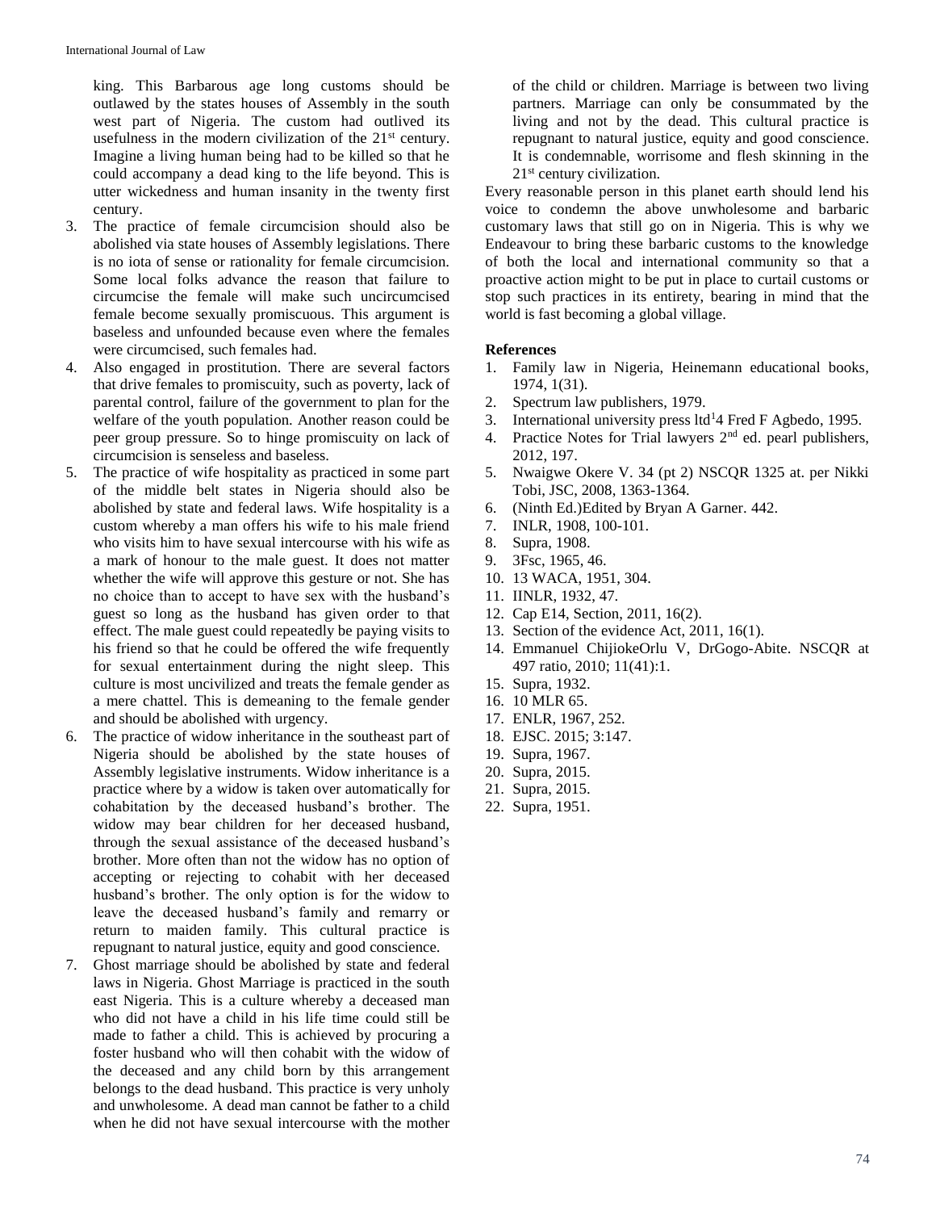king. This Barbarous age long customs should be outlawed by the states houses of Assembly in the south west part of Nigeria. The custom had outlived its usefulness in the modern civilization of the 21st century. Imagine a living human being had to be killed so that he could accompany a dead king to the life beyond. This is utter wickedness and human insanity in the twenty first century.

3. The practice of female circumcision should also be abolished via state houses of Assembly legislations. There is no iota of sense or rationality for female circumcision. Some local folks advance the reason that failure to circumcise the female will make such uncircumcised female become sexually promiscuous. This argument is baseless and unfounded because even where the females were circumcised, such females had.
4. Also engaged in prostitution. There are several factors that drive females to promiscuity, such as poverty, lack of parental control, failure of the government to plan for the welfare of the youth population. Another reason could be peer group pressure. So to hinge promiscuity on lack of circumcision is senseless and baseless.
5. The practice of wife hospitality as practiced in some part of the middle belt states in Nigeria should also be abolished by state and federal laws. Wife hospitality is a custom whereby a man offers his wife to his male friend who visits him to have sexual intercourse with his wife as a mark of honour to the male guest. It does not matter whether the wife will approve this gesture or not. She has no choice than to accept to have sex with the husband's guest so long as the husband has given order to that effect. The male guest could repeatedly be paying visits to his friend so that he could be offered the wife frequently for sexual entertainment during the night sleep. This culture is most uncivilized and treats the female gender as a mere chattel. This is demeaning to the female gender and should be abolished with urgency.
6. The practice of widow inheritance in the southeast part of Nigeria should be abolished by the state houses of Assembly legislative instruments. Widow inheritance is a practice where by a widow is taken over automatically for cohabitation by the deceased husband's brother. The widow may bear children for her deceased husband, through the sexual assistance of the deceased husband's brother. More often than not the widow has no option of accepting or rejecting to cohabit with her deceased husband's brother. The only option is for the widow to leave the deceased husband's family and remarry or return to maiden family. This cultural practice is repugnant to natural justice, equity and good conscience.
7. Ghost marriage should be abolished by state and federal laws in Nigeria. Ghost Marriage is practiced in the south east Nigeria. This is a culture whereby a deceased man who did not have a child in his life time could still be made to father a child. This is achieved by procuring a foster husband who will then cohabit with the widow of the deceased and any child born by this arrangement belongs to the dead husband. This practice is very unholy and unwholesome. A dead man cannot be father to a child when he did not have sexual intercourse with the mother of the child or children. Marriage is between two living partners. Marriage can only be consummated by the living and not by the dead. This cultural practice is repugnant to natural justice, equity and good conscience. It is condemnable, worrisome and flesh skinning in the 21st century civilization.

Every reasonable person in this planet earth should lend his voice to condemn the above unwholesome and barbaric customary laws that still go on in Nigeria. This is why we Endeavour to bring these barbaric customs to the knowledge of both the local and international community so that a proactive action might to be put in place to curtail customs or stop such practices in its entirety, bearing in mind that the world is fast becoming a global village.

**References**

1. Family law in Nigeria, Heinemann educational books, 1974, 1(31).
2. Spectrum law publishers, 1979.
3. International university press ltd[1]4 Fred F Agbedo, 1995.
4. Practice Notes for Trial lawyers 2nd ed. pearl publishers, 2012, 197.
5. Nwaigwe Okere V. 34 (pt 2) NSCQR 1325 at. per Nikki Tobi, JSC, 2008, 1363-1364.
6. (Ninth Ed.)Edited by Bryan A Garner. 442.
7. INLR, 1908, 100-101.
8. Supra, 1908.
9. 3Fsc, 1965, 46.
10. 13 WACA, 1951, 304.
11. IINLR, 1932, 47.
12. Cap E14, Section, 2011, 16(2).
13. Section of the evidence Act, 2011, 16(1).
14. Emmanuel ChijiokeOrlu V, DrGogo-Abite. NSCQR at 497 ratio, 2010; 11(41):1.
15. Supra, 1932.
16. 10 MLR 65.
17. ENLR, 1967, 252.
18. EJSC. 2015; 3:147.
19. Supra, 1967.
20. Supra, 2015.
21. Supra, 2015.
22. Supra, 1951.